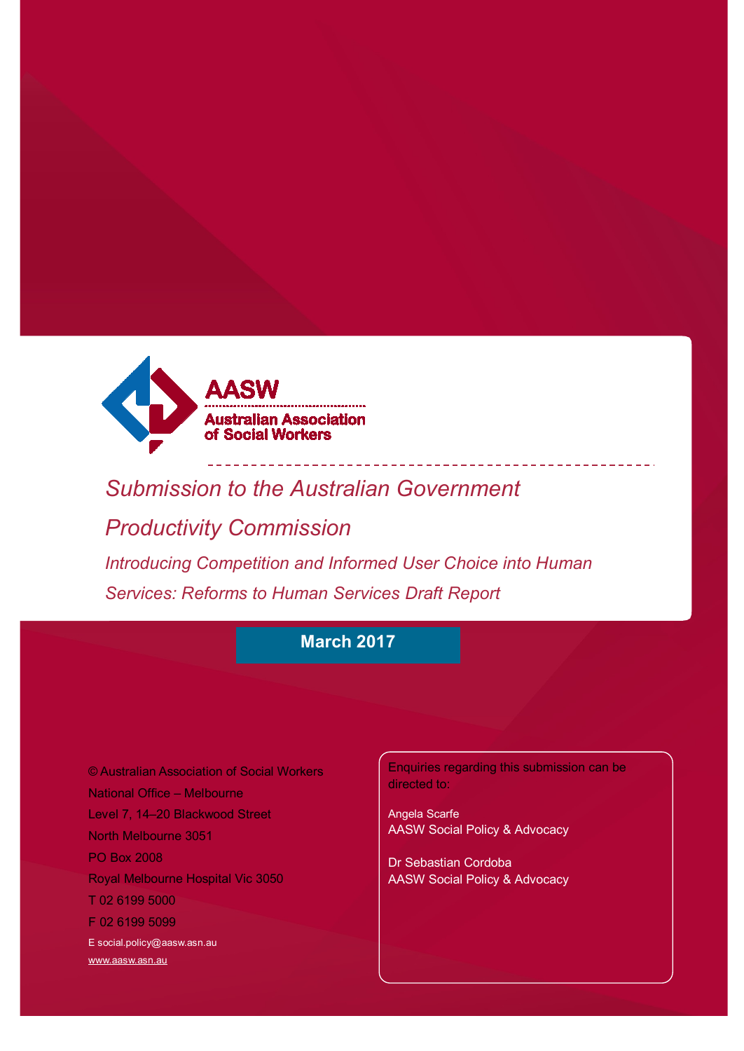AASW

Australian Association of Social Workers

# Submission to the Australian Government Productivity Commission

## *Introducing Competition and Informed User Choice into Human Services: Reforms to Human Services Draft Report*

**March 2017**

© Australian Association of Social Workers
National Office – Melbourne
Level 7, 14–20 Blackwood Street
North Melbourne 3051
PO Box 2008
Royal Melbourne Hospital Vic 3050
T 02 6199 5000
F 02 6199 5099
E social.policy@aasw.asn.au
www.aasw.asn.au

Enquiries regarding this submission can be directed to:

Angela Scarfe
AASW Social Policy & Advocacy

Dr Sebastian Cordoba
AASW Social Policy & Advocacy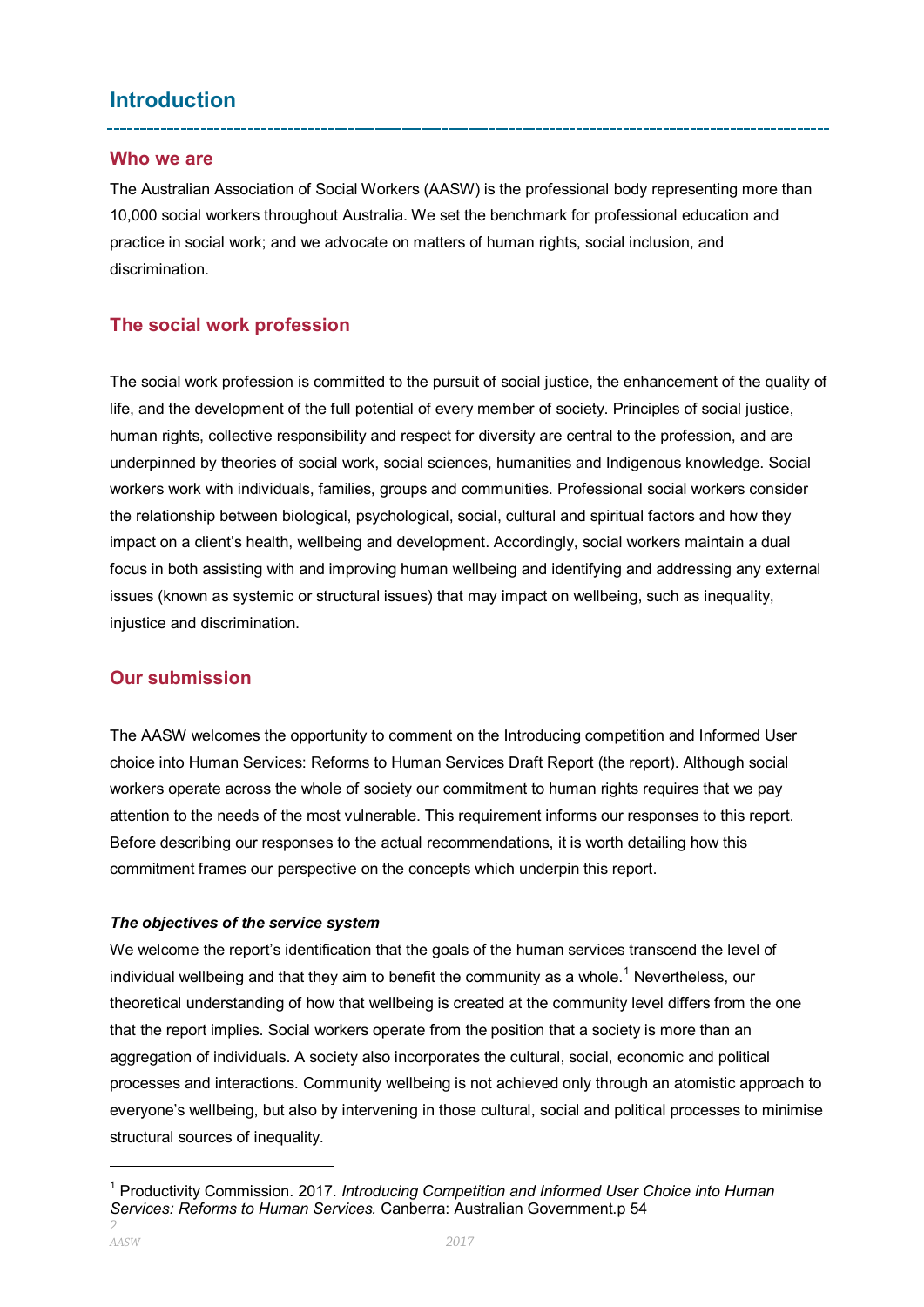# Introduction

## Who we are

The Australian Association of Social Workers (AASW) is the professional body representing more than 10,000 social workers throughout Australia. We set the benchmark for professional education and practice in social work; and we advocate on matters of human rights, social inclusion, and discrimination.

## The social work profession

The social work profession is committed to the pursuit of social justice, the enhancement of the quality of life, and the development of the full potential of every member of society. Principles of social justice, human rights, collective responsibility and respect for diversity are central to the profession, and are underpinned by theories of social work, social sciences, humanities and Indigenous knowledge. Social workers work with individuals, families, groups and communities. Professional social workers consider the relationship between biological, psychological, social, cultural and spiritual factors and how they impact on a client's health, wellbeing and development. Accordingly, social workers maintain a dual focus in both assisting with and improving human wellbeing and identifying and addressing any external issues (known as systemic or structural issues) that may impact on wellbeing, such as inequality, injustice and discrimination.

## Our submission

The AASW welcomes the opportunity to comment on the Introducing competition and Informed User choice into Human Services: Reforms to Human Services Draft Report (the report). Although social workers operate across the whole of society our commitment to human rights requires that we pay attention to the needs of the most vulnerable. This requirement informs our responses to this report. Before describing our responses to the actual recommendations, it is worth detailing how this commitment frames our perspective on the concepts which underpin this report.

***The objectives of the service system***

We welcome the report's identification that the goals of the human services transcend the level of individual wellbeing and that they aim to benefit the community as a whole.[1] Nevertheless, our theoretical understanding of how that wellbeing is created at the community level differs from the one that the report implies. Social workers operate from the position that a society is more than an aggregation of individuals. A society also incorporates the cultural, social, economic and political processes and interactions. Community wellbeing is not achieved only through an atomistic approach to everyone's wellbeing, but also by intervening in those cultural, social and political processes to minimise structural sources of inequality.

---

[1] Productivity Commission. 2017. *Introducing Competition and Informed User Choice into Human Services: Reforms to Human Services.* Canberra: Australian Government.p 54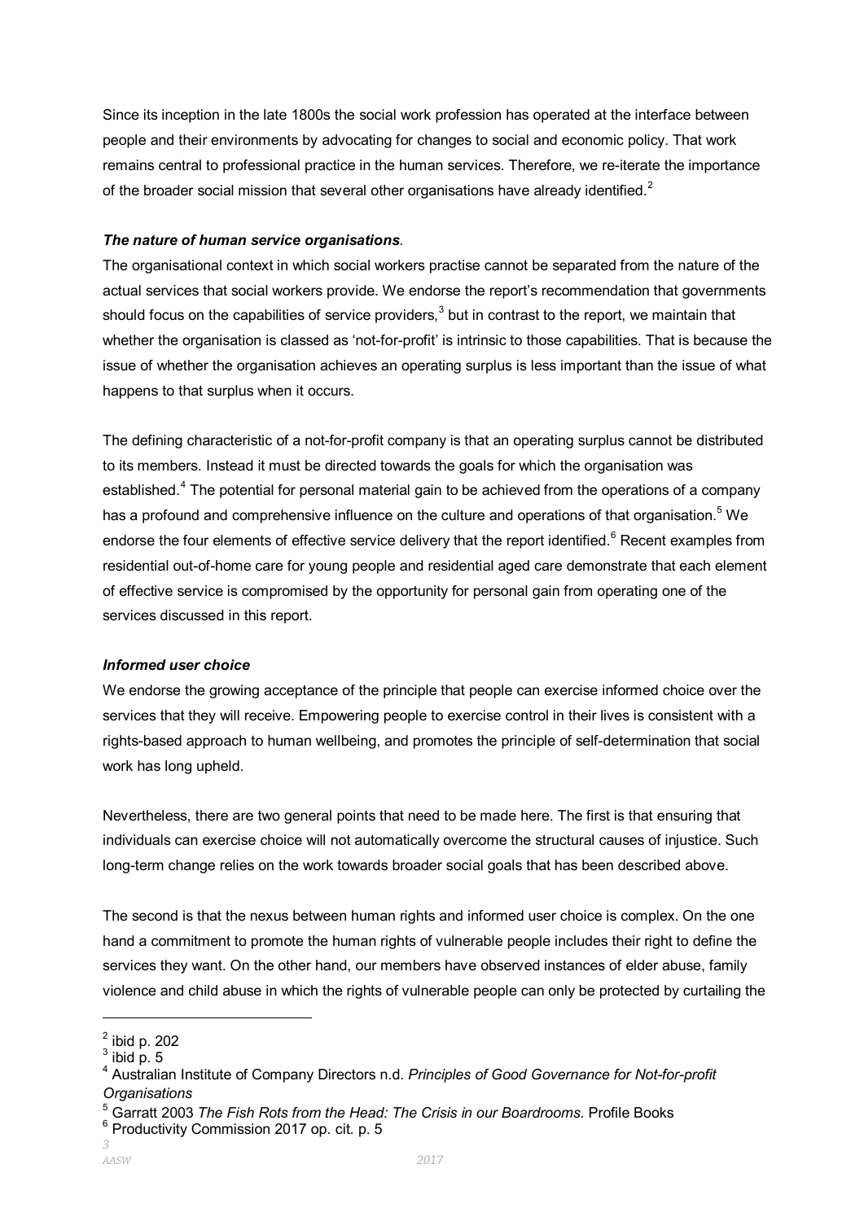Since its inception in the late 1800s the social work profession has operated at the interface between people and their environments by advocating for changes to social and economic policy. That work remains central to professional practice in the human services. Therefore, we re-iterate the importance of the broader social mission that several other organisations have already identified.[2]

***The nature of human service organisations***.

The organisational context in which social workers practise cannot be separated from the nature of the actual services that social workers provide. We endorse the report's recommendation that governments should focus on the capabilities of service providers,[3] but in contrast to the report, we maintain that whether the organisation is classed as 'not-for-profit' is intrinsic to those capabilities. That is because the issue of whether the organisation achieves an operating surplus is less important than the issue of what happens to that surplus when it occurs.

The defining characteristic of a not-for-profit company is that an operating surplus cannot be distributed to its members. Instead it must be directed towards the goals for which the organisation was established.[4] The potential for personal material gain to be achieved from the operations of a company has a profound and comprehensive influence on the culture and operations of that organisation.[5] We endorse the four elements of effective service delivery that the report identified.[6] Recent examples from residential out-of-home care for young people and residential aged care demonstrate that each element of effective service is compromised by the opportunity for personal gain from operating one of the services discussed in this report.

***Informed user choice***

We endorse the growing acceptance of the principle that people can exercise informed choice over the services that they will receive. Empowering people to exercise control in their lives is consistent with a rights-based approach to human wellbeing, and promotes the principle of self-determination that social work has long upheld.

Nevertheless, there are two general points that need to be made here. The first is that ensuring that individuals can exercise choice will not automatically overcome the structural causes of injustice. Such long-term change relies on the work towards broader social goals that has been described above.

The second is that the nexus between human rights and informed user choice is complex. On the one hand a commitment to promote the human rights of vulnerable people includes their right to define the services they want. On the other hand, our members have observed instances of elder abuse, family violence and child abuse in which the rights of vulnerable people can only be protected by curtailing the

---

[2] ibid p. 202

[3] ibid p. 5

[4] Australian Institute of Company Directors n.d. *Principles of Good Governance for Not-for-profit Organisations*

[5] Garratt 2003 *The Fish Rots from the Head: The Crisis in our Boardrooms*. Profile Books

[6] Productivity Commission 2017 op. cit. p. 5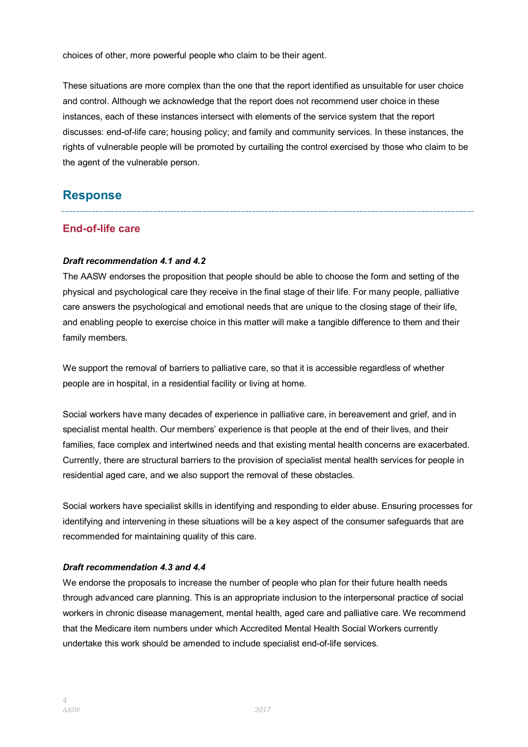choices of other, more powerful people who claim to be their agent.

These situations are more complex than the one that the report identified as unsuitable for user choice and control. Although we acknowledge that the report does not recommend user choice in these instances, each of these instances intersect with elements of the service system that the report discusses: end-of-life care; housing policy; and family and community services. In these instances, the rights of vulnerable people will be promoted by curtailing the control exercised by those who claim to be the agent of the vulnerable person.

## Response

### End-of-life care

***Draft recommendation 4.1 and 4.2***

The AASW endorses the proposition that people should be able to choose the form and setting of the physical and psychological care they receive in the final stage of their life. For many people, palliative care answers the psychological and emotional needs that are unique to the closing stage of their life, and enabling people to exercise choice in this matter will make a tangible difference to them and their family members.

We support the removal of barriers to palliative care, so that it is accessible regardless of whether people are in hospital, in a residential facility or living at home.

Social workers have many decades of experience in palliative care, in bereavement and grief, and in specialist mental health. Our members' experience is that people at the end of their lives, and their families, face complex and intertwined needs and that existing mental health concerns are exacerbated. Currently, there are structural barriers to the provision of specialist mental health services for people in residential aged care, and we also support the removal of these obstacles.

Social workers have specialist skills in identifying and responding to elder abuse. Ensuring processes for identifying and intervening in these situations will be a key aspect of the consumer safeguards that are recommended for maintaining quality of this care.

***Draft recommendation 4.3 and 4.4***

We endorse the proposals to increase the number of people who plan for their future health needs through advanced care planning. This is an appropriate inclusion to the interpersonal practice of social workers in chronic disease management, mental health, aged care and palliative care. We recommend that the Medicare item numbers under which Accredited Mental Health Social Workers currently undertake this work should be amended to include specialist end-of-life services.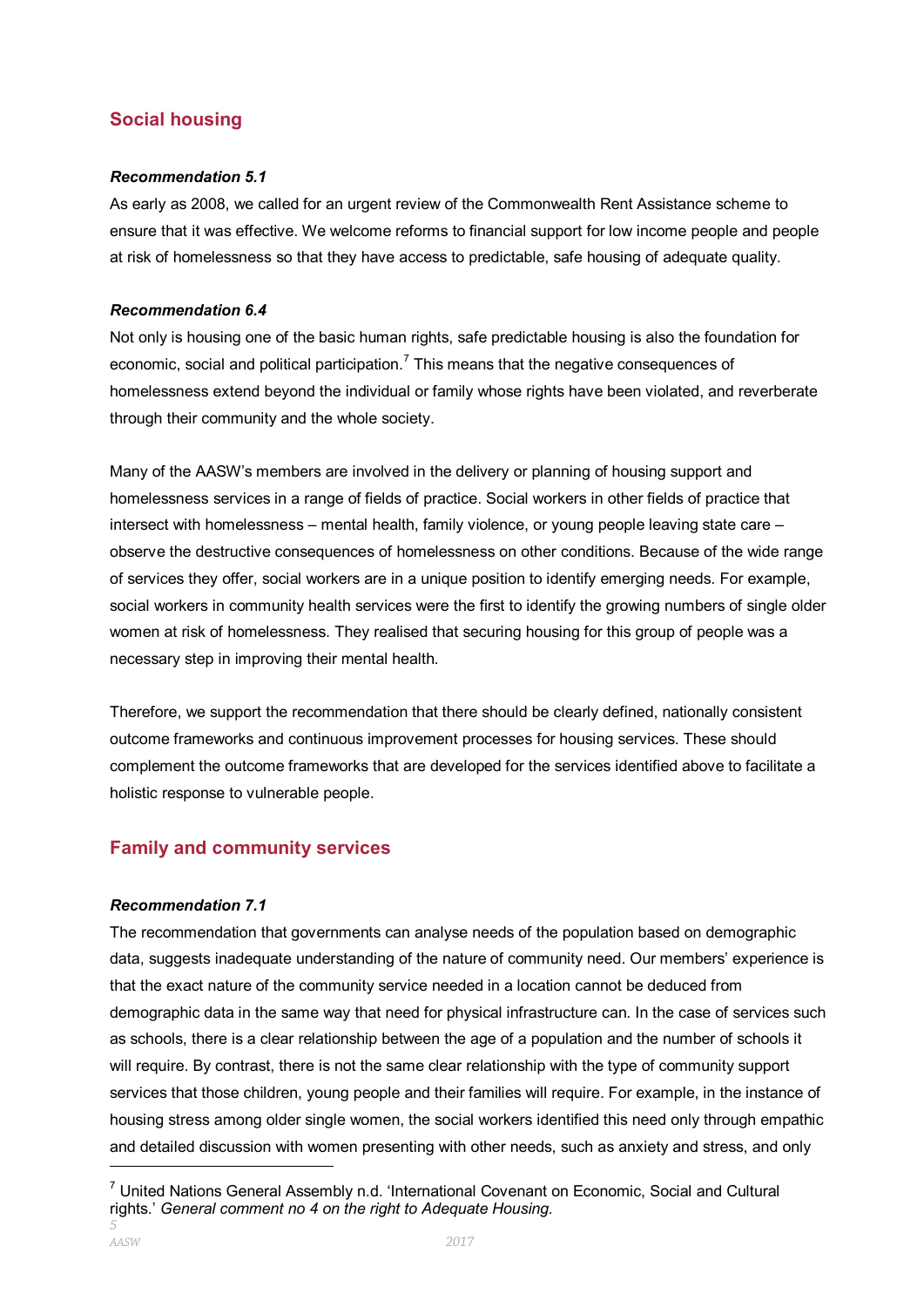## Social housing

***Recommendation 5.1***

As early as 2008, we called for an urgent review of the Commonwealth Rent Assistance scheme to ensure that it was effective. We welcome reforms to financial support for low income people and people at risk of homelessness so that they have access to predictable, safe housing of adequate quality.

***Recommendation 6.4***

Not only is housing one of the basic human rights, safe predictable housing is also the foundation for economic, social and political participation.[7] This means that the negative consequences of homelessness extend beyond the individual or family whose rights have been violated, and reverberate through their community and the whole society.

Many of the AASW's members are involved in the delivery or planning of housing support and homelessness services in a range of fields of practice. Social workers in other fields of practice that intersect with homelessness – mental health, family violence, or young people leaving state care – observe the destructive consequences of homelessness on other conditions. Because of the wide range of services they offer, social workers are in a unique position to identify emerging needs. For example, social workers in community health services were the first to identify the growing numbers of single older women at risk of homelessness. They realised that securing housing for this group of people was a necessary step in improving their mental health.

Therefore, we support the recommendation that there should be clearly defined, nationally consistent outcome frameworks and continuous improvement processes for housing services. These should complement the outcome frameworks that are developed for the services identified above to facilitate a holistic response to vulnerable people.

## Family and community services

***Recommendation 7.1***

The recommendation that governments can analyse needs of the population based on demographic data, suggests inadequate understanding of the nature of community need. Our members' experience is that the exact nature of the community service needed in a location cannot be deduced from demographic data in the same way that need for physical infrastructure can. In the case of services such as schools, there is a clear relationship between the age of a population and the number of schools it will require. By contrast, there is not the same clear relationship with the type of community support services that those children, young people and their families will require. For example, in the instance of housing stress among older single women, the social workers identified this need only through empathic and detailed discussion with women presenting with other needs, such as anxiety and stress, and only

---

[7] United Nations General Assembly n.d. 'International Covenant on Economic, Social and Cultural rights.' *General comment no 4 on the right to Adequate Housing.*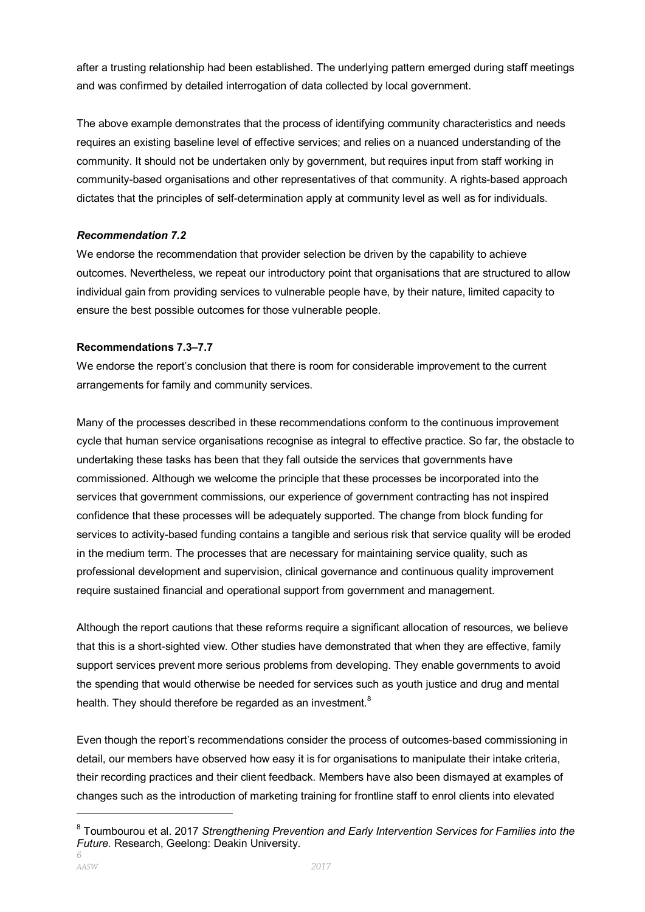after a trusting relationship had been established. The underlying pattern emerged during staff meetings and was confirmed by detailed interrogation of data collected by local government.

The above example demonstrates that the process of identifying community characteristics and needs requires an existing baseline level of effective services; and relies on a nuanced understanding of the community. It should not be undertaken only by government, but requires input from staff working in community-based organisations and other representatives of that community. A rights-based approach dictates that the principles of self-determination apply at community level as well as for individuals.

***Recommendation 7.2***

We endorse the recommendation that provider selection be driven by the capability to achieve outcomes. Nevertheless, we repeat our introductory point that organisations that are structured to allow individual gain from providing services to vulnerable people have, by their nature, limited capacity to ensure the best possible outcomes for those vulnerable people.

**Recommendations 7.3–7.7**

We endorse the report's conclusion that there is room for considerable improvement to the current arrangements for family and community services.

Many of the processes described in these recommendations conform to the continuous improvement cycle that human service organisations recognise as integral to effective practice. So far, the obstacle to undertaking these tasks has been that they fall outside the services that governments have commissioned. Although we welcome the principle that these processes be incorporated into the services that government commissions, our experience of government contracting has not inspired confidence that these processes will be adequately supported. The change from block funding for services to activity-based funding contains a tangible and serious risk that service quality will be eroded in the medium term. The processes that are necessary for maintaining service quality, such as professional development and supervision, clinical governance and continuous quality improvement require sustained financial and operational support from government and management.

Although the report cautions that these reforms require a significant allocation of resources, we believe that this is a short-sighted view. Other studies have demonstrated that when they are effective, family support services prevent more serious problems from developing. They enable governments to avoid the spending that would otherwise be needed for services such as youth justice and drug and mental health. They should therefore be regarded as an investment.[8]

Even though the report's recommendations consider the process of outcomes-based commissioning in detail, our members have observed how easy it is for organisations to manipulate their intake criteria, their recording practices and their client feedback. Members have also been dismayed at examples of changes such as the introduction of marketing training for frontline staff to enrol clients into elevated

[8] Toumbourou et al. 2017 *Strengthening Prevention and Early Intervention Services for Families into the Future.* Research, Geelong: Deakin University.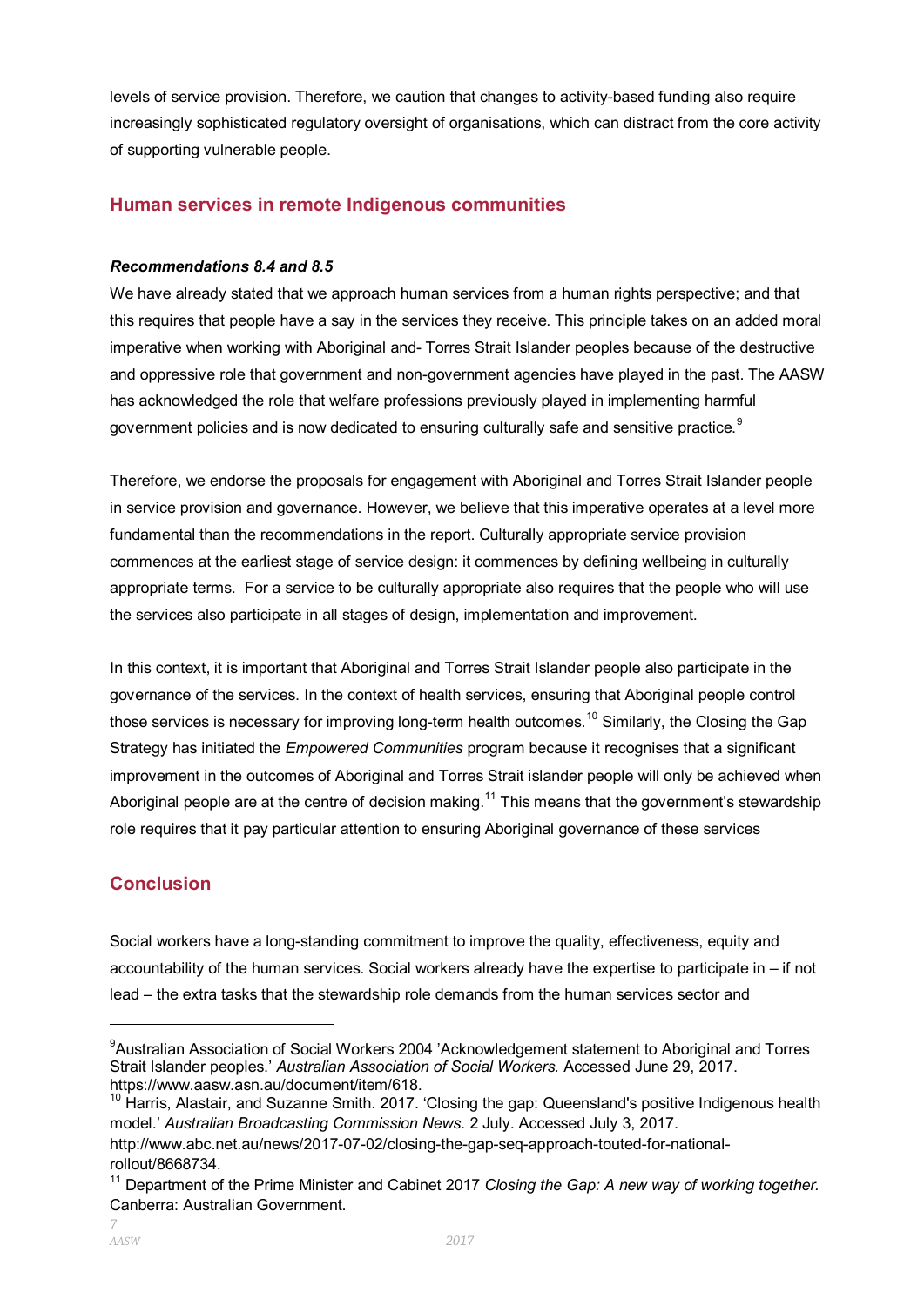levels of service provision. Therefore, we caution that changes to activity-based funding also require increasingly sophisticated regulatory oversight of organisations, which can distract from the core activity of supporting vulnerable people.

## Human services in remote Indigenous communities

***Recommendations 8.4 and 8.5***

We have already stated that we approach human services from a human rights perspective; and that this requires that people have a say in the services they receive. This principle takes on an added moral imperative when working with Aboriginal and- Torres Strait Islander peoples because of the destructive and oppressive role that government and non-government agencies have played in the past. The AASW has acknowledged the role that welfare professions previously played in implementing harmful government policies and is now dedicated to ensuring culturally safe and sensitive practice.[9]

Therefore, we endorse the proposals for engagement with Aboriginal and Torres Strait Islander people in service provision and governance. However, we believe that this imperative operates at a level more fundamental than the recommendations in the report. Culturally appropriate service provision commences at the earliest stage of service design: it commences by defining wellbeing in culturally appropriate terms. For a service to be culturally appropriate also requires that the people who will use the services also participate in all stages of design, implementation and improvement.

In this context, it is important that Aboriginal and Torres Strait Islander people also participate in the governance of the services. In the context of health services, ensuring that Aboriginal people control those services is necessary for improving long-term health outcomes.[10] Similarly, the Closing the Gap Strategy has initiated the *Empowered Communities* program because it recognises that a significant improvement in the outcomes of Aboriginal and Torres Strait islander people will only be achieved when Aboriginal people are at the centre of decision making.[11] This means that the government's stewardship role requires that it pay particular attention to ensuring Aboriginal governance of these services

## Conclusion

Social workers have a long-standing commitment to improve the quality, effectiveness, equity and accountability of the human services. Social workers already have the expertise to participate in – if not lead – the extra tasks that the stewardship role demands from the human services sector and

---

[9] Australian Association of Social Workers 2004 'Acknowledgement statement to Aboriginal and Torres Strait Islander peoples.' *Australian Association of Social Workers.* Accessed June 29, 2017. https://www.aasw.asn.au/document/item/618.

[10] Harris, Alastair, and Suzanne Smith. 2017. 'Closing the gap: Queensland's positive Indigenous health model.' *Australian Broadcasting Commission News.* 2 July. Accessed July 3, 2017. http://www.abc.net.au/news/2017-07-02/closing-the-gap-seq-approach-touted-for-national-rollout/8668734.

[11] Department of the Prime Minister and Cabinet 2017 *Closing the Gap: A new way of working together.* Canberra: Australian Government.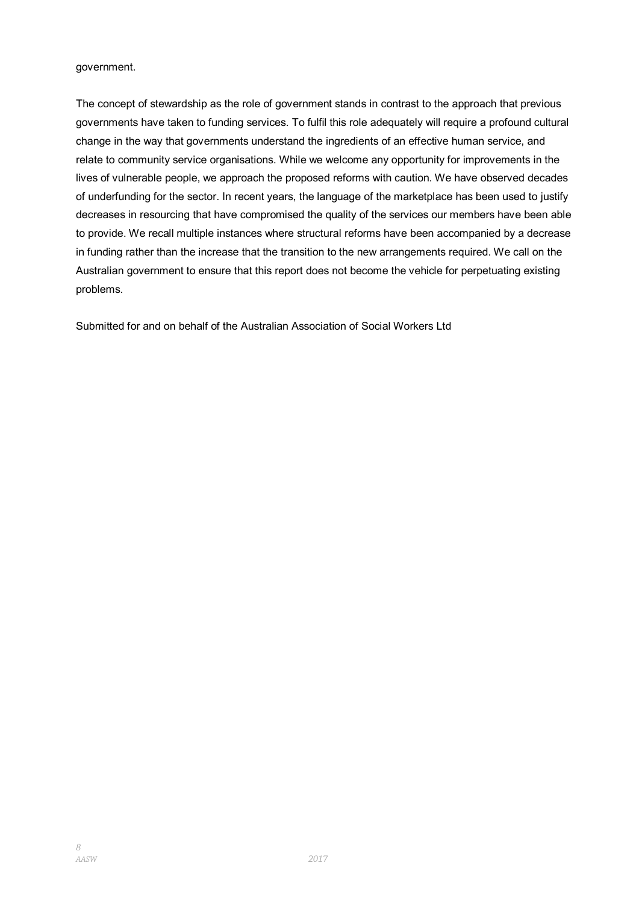government.

The concept of stewardship as the role of government stands in contrast to the approach that previous governments have taken to funding services. To fulfil this role adequately will require a profound cultural change in the way that governments understand the ingredients of an effective human service, and relate to community service organisations. While we welcome any opportunity for improvements in the lives of vulnerable people, we approach the proposed reforms with caution. We have observed decades of underfunding for the sector. In recent years, the language of the marketplace has been used to justify decreases in resourcing that have compromised the quality of the services our members have been able to provide. We recall multiple instances where structural reforms have been accompanied by a decrease in funding rather than the increase that the transition to the new arrangements required. We call on the Australian government to ensure that this report does not become the vehicle for perpetuating existing problems.

Submitted for and on behalf of the Australian Association of Social Workers Ltd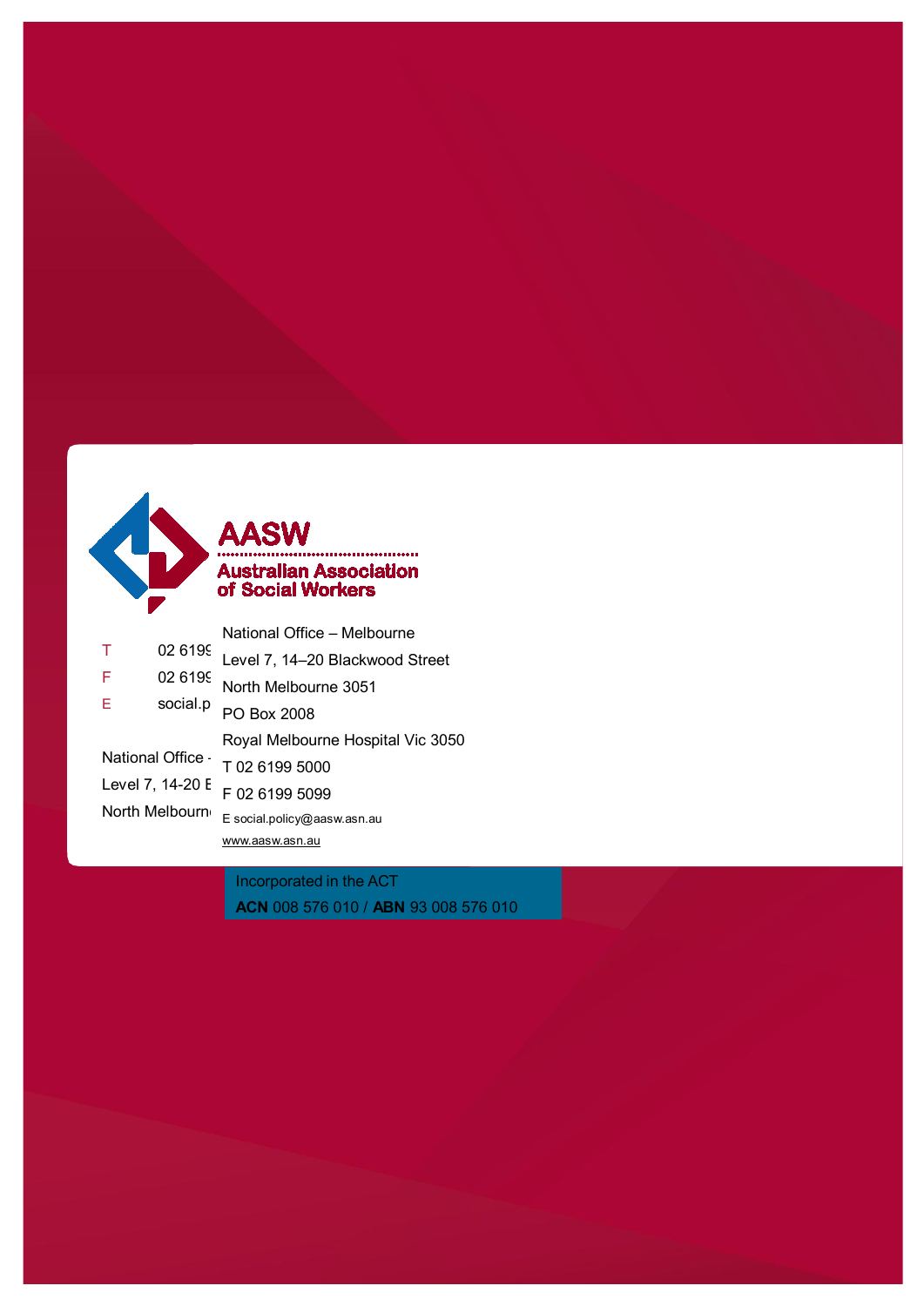AASW

Australian Association of Social Workers

T 02 6199

F 02 6199

E social.p

National Office -

Level 7, 14-20 E

North Melbourn

National Office – Melbourne

Level 7, 14–20 Blackwood Street

North Melbourne 3051

PO Box 2008

Royal Melbourne Hospital Vic 3050

T 02 6199 5000

F 02 6199 5099

E social.policy@aasw.asn.au

www.aasw.asn.au

Incorporated in the ACT

**ACN** 008 576 010 / **ABN** 93 008 576 010